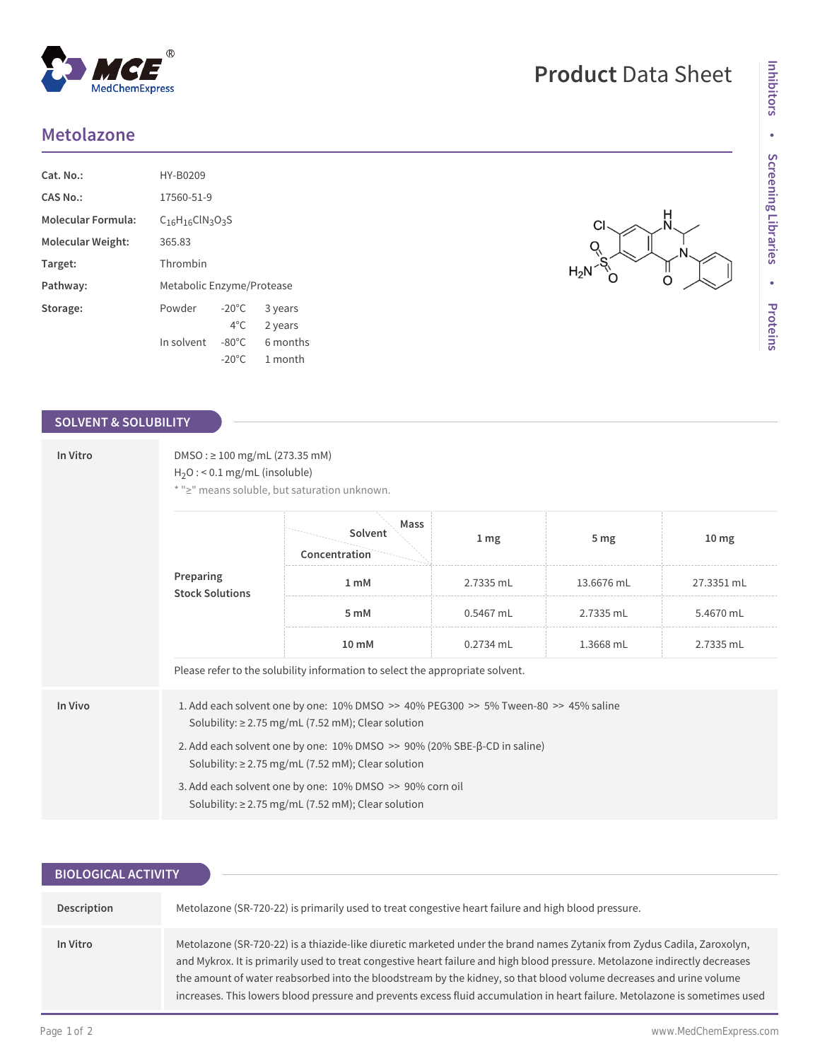# Product Data Sheet

## Metolazone

| | |
|---|---|
| **Cat. No.:** | HY-B0209 |
| **CAS No.:** | 17560-51-9 |
| **Molecular Formula:** | $C_{16}H_{16}ClN_3O_3S$ |
| **Molecular Weight:** | 365.83 |
| **Target:** | Thrombin |
| **Pathway:** | Metabolic Enzyme/Protease |
| **Storage:** | Powder -20°C 3 years; 4°C 2 years; In solvent -80°C 6 months; -20°C 1 month |

## SOLVENT & SOLUBILITY

**In Vitro**

DMSO : ≥ 100 mg/mL (273.35 mM)
$H_2O$ : < 0.1 mg/mL (insoluble)
* "≥" means soluble, but saturation unknown.

| Preparing Stock Solutions (Concentration / Solvent / Mass) | 1 mg | 5 mg | 10 mg |
|---|---|---|---|
| 1 mM | 2.7335 mL | 13.6676 mL | 27.3351 mL |
| 5 mM | 0.5467 mL | 2.7335 mL | 5.4670 mL |
| 10 mM | 0.2734 mL | 1.3668 mL | 2.7335 mL |

Please refer to the solubility information to select the appropriate solvent.

**In Vivo**

1. Add each solvent one by one: 10% DMSO >> 40% PEG300 >> 5% Tween-80 >> 45% saline
   Solubility: ≥ 2.75 mg/mL (7.52 mM); Clear solution
2. Add each solvent one by one: 10% DMSO >> 90% (20% SBE-β-CD in saline)
   Solubility: ≥ 2.75 mg/mL (7.52 mM); Clear solution
3. Add each solvent one by one: 10% DMSO >> 90% corn oil
   Solubility: ≥ 2.75 mg/mL (7.52 mM); Clear solution

## BIOLOGICAL ACTIVITY

**Description**

Metolazone (SR-720-22) is primarily used to treat congestive heart failure and high blood pressure.

**In Vitro**

Metolazone (SR-720-22) is a thiazide-like diuretic marketed under the brand names Zytanix from Zydus Cadila, Zaroxolyn, and Mykrox. It is primarily used to treat congestive heart failure and high blood pressure. Metolazone indirectly decreases the amount of water reabsorbed into the bloodstream by the kidney, so that blood volume decreases and urine volume increases. This lowers blood pressure and prevents excess fluid accumulation in heart failure. Metolazone is sometimes used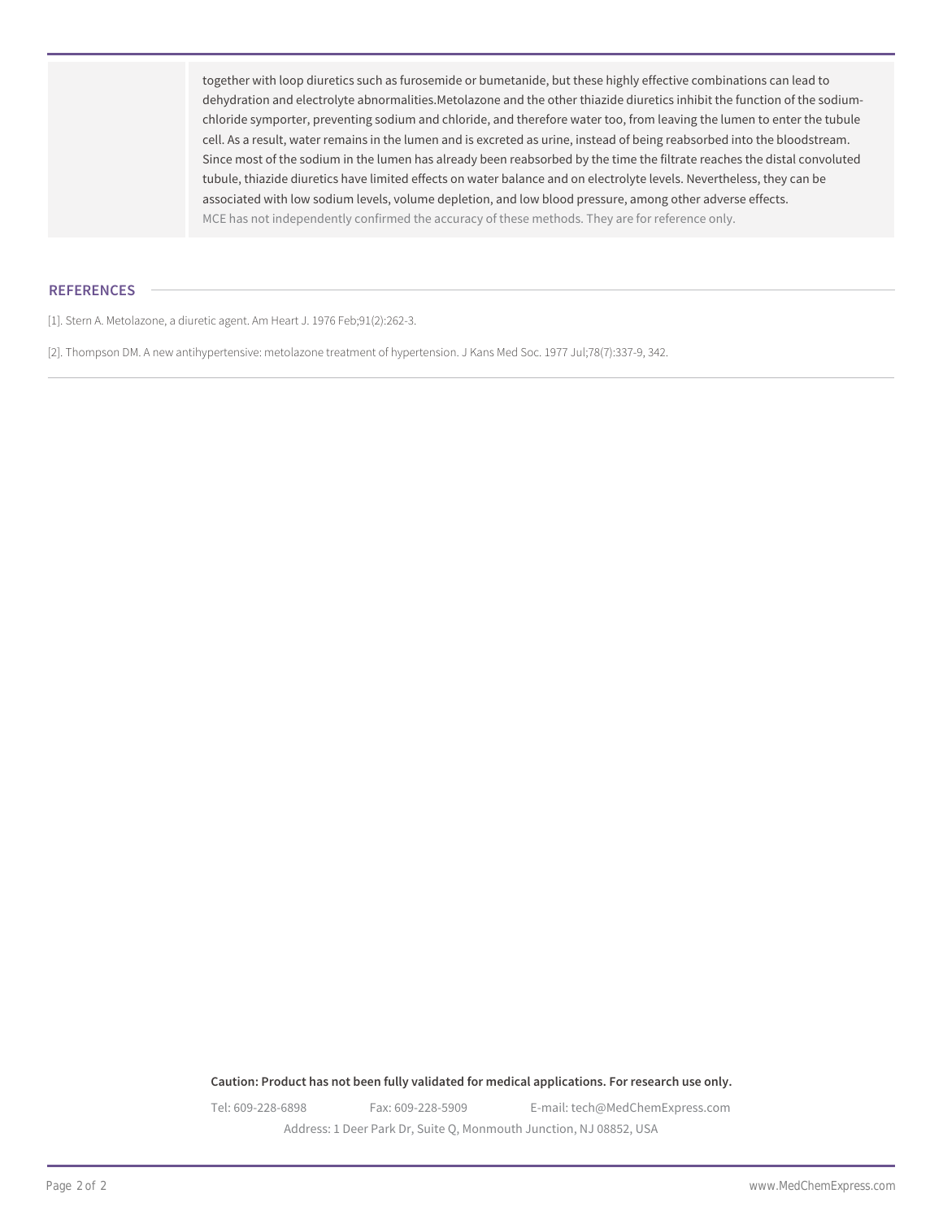together with loop diuretics such as furosemide or bumetanide, but these highly effective combinations can lead to dehydration and electrolyte abnormalities.Metolazone and the other thiazide diuretics inhibit the function of the sodium-chloride symporter, preventing sodium and chloride, and therefore water too, from leaving the lumen to enter the tubule cell. As a result, water remains in the lumen and is excreted as urine, instead of being reabsorbed into the bloodstream. Since most of the sodium in the lumen has already been reabsorbed by the time the filtrate reaches the distal convoluted tubule, thiazide diuretics have limited effects on water balance and on electrolyte levels. Nevertheless, they can be associated with low sodium levels, volume depletion, and low blood pressure, among other adverse effects.

MCE has not independently confirmed the accuracy of these methods. They are for reference only.

## REFERENCES

[1]. Stern A. Metolazone, a diuretic agent. Am Heart J. 1976 Feb;91(2):262-3.

[2]. Thompson DM. A new antihypertensive: metolazone treatment of hypertension. J Kans Med Soc. 1977 Jul;78(7):337-9, 342.

**Caution: Product has not been fully validated for medical applications. For research use only.**

Tel: 609-228-6898　　Fax: 609-228-5909　　E-mail: tech@MedChemExpress.com

Address: 1 Deer Park Dr, Suite Q, Monmouth Junction, NJ 08852, USA